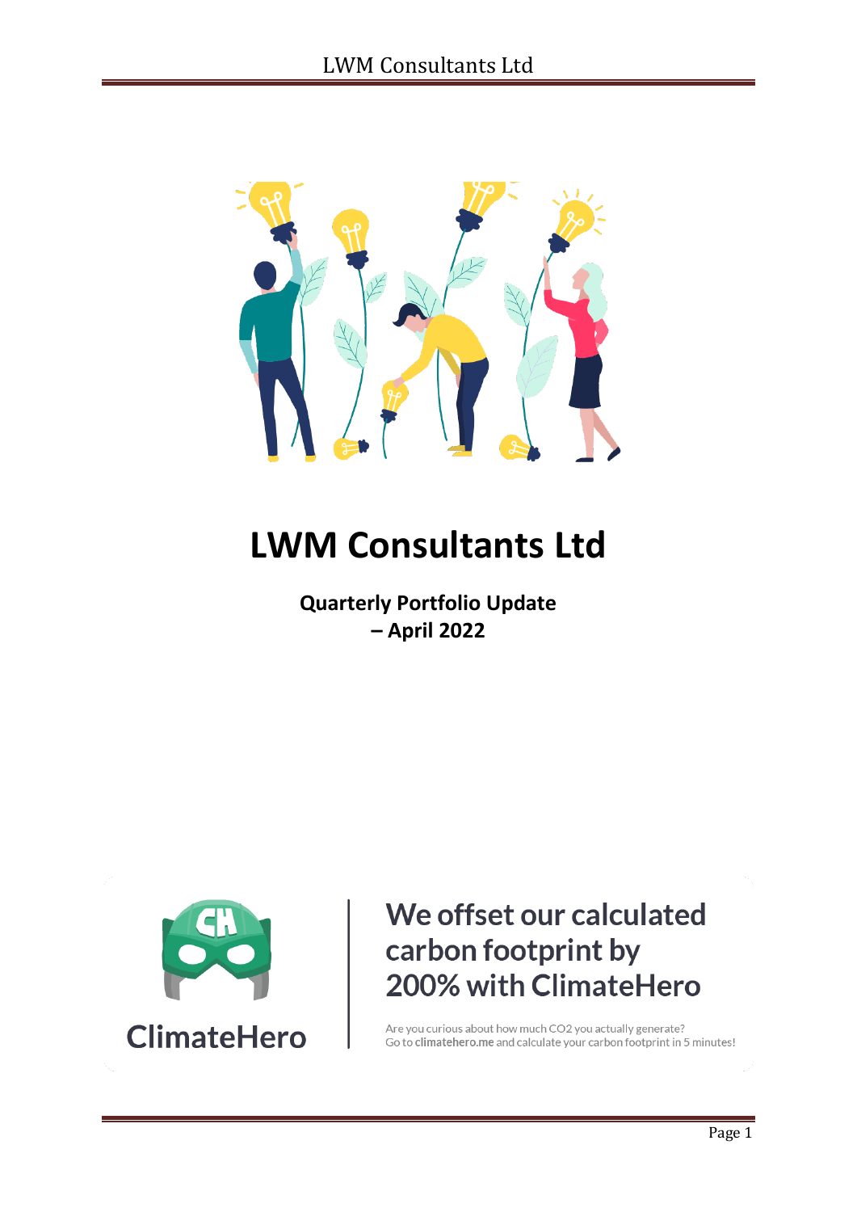# LWM Consultants Ltd

**Quarterly Portfolio Update – April 2022**

ClimateHero

We offset our calculated carbon footprint by 200% with ClimateHero

Are you curious about how much CO2 you actually generate?
Go to **climatehero.me** and calculate your carbon footprint in 5 minutes!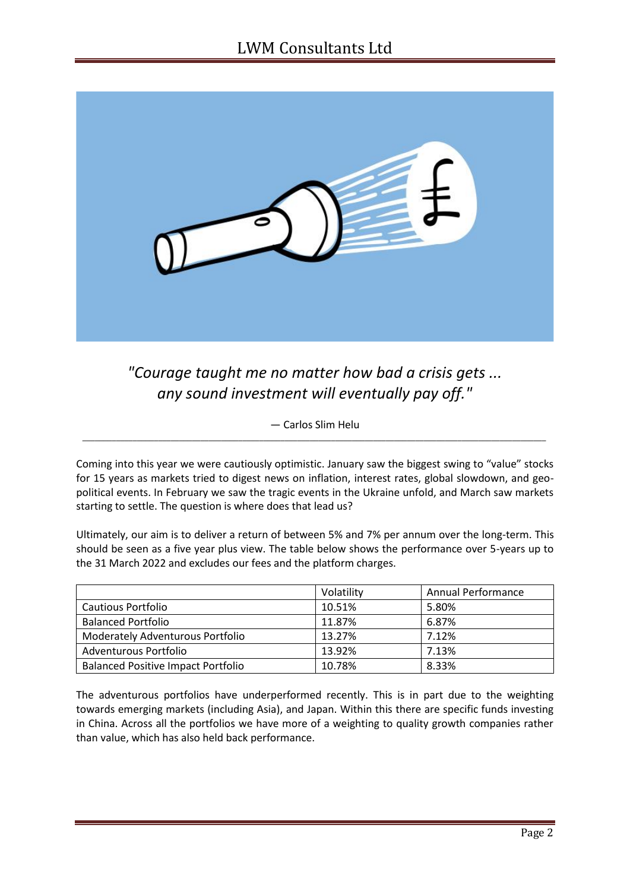*"Courage taught me no matter how bad a crisis gets ... any sound investment will eventually pay off."*

— Carlos Slim Helu

---

Coming into this year we were cautiously optimistic. January saw the biggest swing to "value" stocks for 15 years as markets tried to digest news on inflation, interest rates, global slowdown, and geo-political events. In February we saw the tragic events in the Ukraine unfold, and March saw markets starting to settle. The question is where does that lead us?

Ultimately, our aim is to deliver a return of between 5% and 7% per annum over the long-term. This should be seen as a five year plus view. The table below shows the performance over 5-years up to the 31 March 2022 and excludes our fees and the platform charges.

| | Volatility | Annual Performance |
|---|---|---|
| Cautious Portfolio | 10.51% | 5.80% |
| Balanced Portfolio | 11.87% | 6.87% |
| Moderately Adventurous Portfolio | 13.27% | 7.12% |
| Adventurous Portfolio | 13.92% | 7.13% |
| Balanced Positive Impact Portfolio | 10.78% | 8.33% |

The adventurous portfolios have underperformed recently. This is in part due to the weighting towards emerging markets (including Asia), and Japan. Within this there are specific funds investing in China. Across all the portfolios we have more of a weighting to quality growth companies rather than value, which has also held back performance.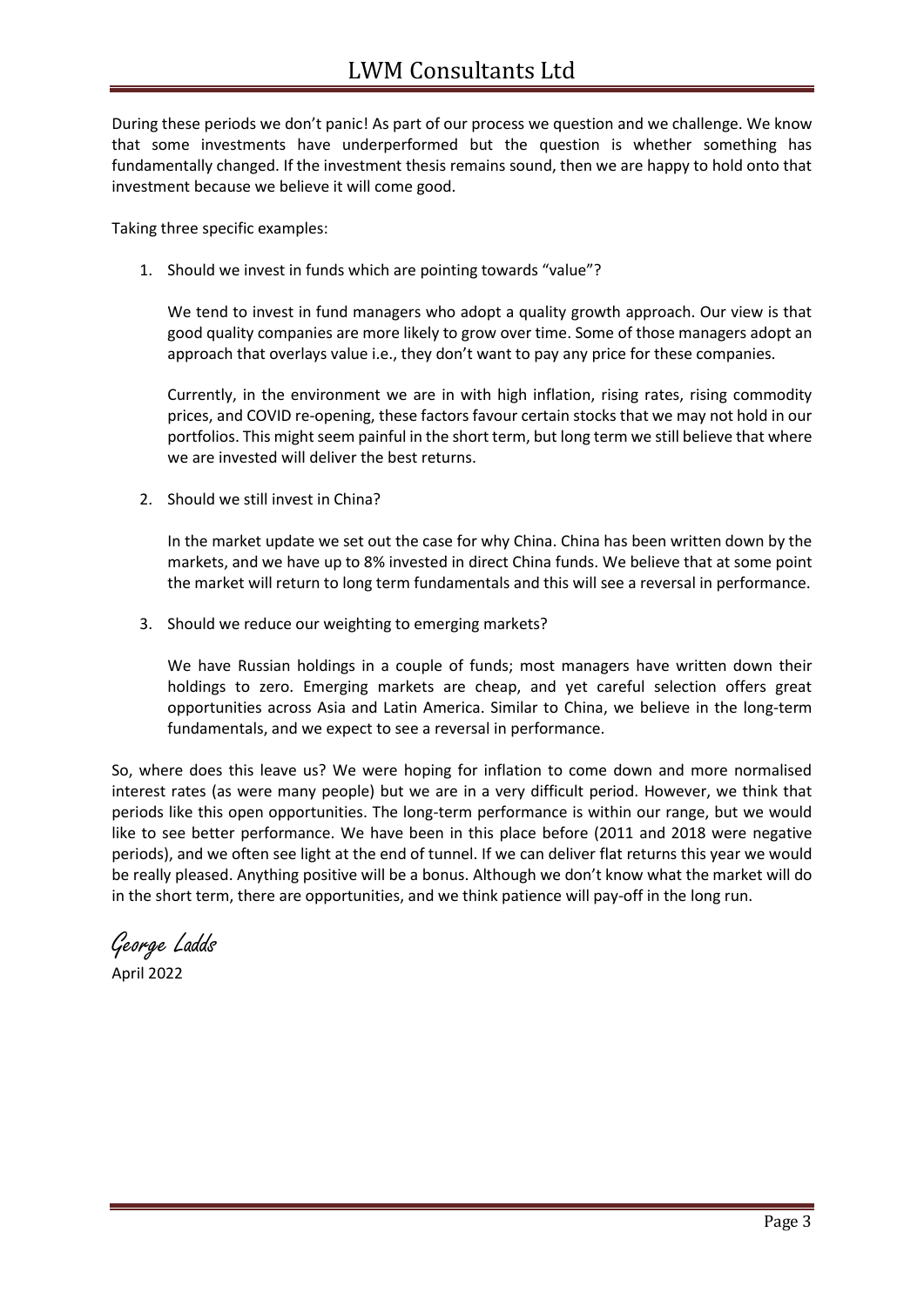During these periods we don't panic! As part of our process we question and we challenge. We know that some investments have underperformed but the question is whether something has fundamentally changed. If the investment thesis remains sound, then we are happy to hold onto that investment because we believe it will come good.

Taking three specific examples:

1. Should we invest in funds which are pointing towards "value"?

   We tend to invest in fund managers who adopt a quality growth approach. Our view is that good quality companies are more likely to grow over time. Some of those managers adopt an approach that overlays value i.e., they don't want to pay any price for these companies.

   Currently, in the environment we are in with high inflation, rising rates, rising commodity prices, and COVID re-opening, these factors favour certain stocks that we may not hold in our portfolios. This might seem painful in the short term, but long term we still believe that where we are invested will deliver the best returns.

2. Should we still invest in China?

   In the market update we set out the case for why China. China has been written down by the markets, and we have up to 8% invested in direct China funds. We believe that at some point the market will return to long term fundamentals and this will see a reversal in performance.

3. Should we reduce our weighting to emerging markets?

   We have Russian holdings in a couple of funds; most managers have written down their holdings to zero. Emerging markets are cheap, and yet careful selection offers great opportunities across Asia and Latin America. Similar to China, we believe in the long-term fundamentals, and we expect to see a reversal in performance.

So, where does this leave us? We were hoping for inflation to come down and more normalised interest rates (as were many people) but we are in a very difficult period. However, we think that periods like this open opportunities. The long-term performance is within our range, but we would like to see better performance. We have been in this place before (2011 and 2018 were negative periods), and we often see light at the end of tunnel. If we can deliver flat returns this year we would be really pleased. Anything positive will be a bonus. Although we don't know what the market will do in the short term, there are opportunities, and we think patience will pay-off in the long run.

*George Ladds*

April 2022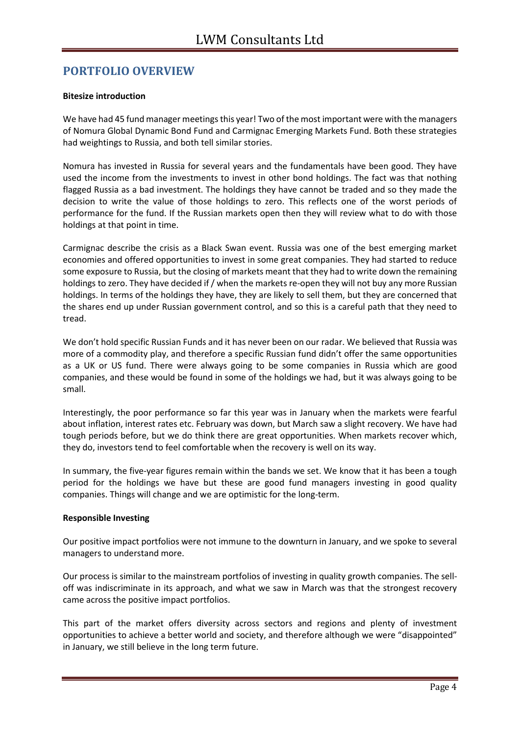## PORTFOLIO OVERVIEW

**Bitesize introduction**

We have had 45 fund manager meetings this year! Two of the most important were with the managers of Nomura Global Dynamic Bond Fund and Carmignac Emerging Markets Fund. Both these strategies had weightings to Russia, and both tell similar stories.

Nomura has invested in Russia for several years and the fundamentals have been good. They have used the income from the investments to invest in other bond holdings. The fact was that nothing flagged Russia as a bad investment. The holdings they have cannot be traded and so they made the decision to write the value of those holdings to zero. This reflects one of the worst periods of performance for the fund. If the Russian markets open then they will review what to do with those holdings at that point in time.

Carmignac describe the crisis as a Black Swan event. Russia was one of the best emerging market economies and offered opportunities to invest in some great companies. They had started to reduce some exposure to Russia, but the closing of markets meant that they had to write down the remaining holdings to zero. They have decided if / when the markets re-open they will not buy any more Russian holdings. In terms of the holdings they have, they are likely to sell them, but they are concerned that the shares end up under Russian government control, and so this is a careful path that they need to tread.

We don't hold specific Russian Funds and it has never been on our radar. We believed that Russia was more of a commodity play, and therefore a specific Russian fund didn't offer the same opportunities as a UK or US fund. There were always going to be some companies in Russia which are good companies, and these would be found in some of the holdings we had, but it was always going to be small.

Interestingly, the poor performance so far this year was in January when the markets were fearful about inflation, interest rates etc. February was down, but March saw a slight recovery. We have had tough periods before, but we do think there are great opportunities. When markets recover which, they do, investors tend to feel comfortable when the recovery is well on its way.

In summary, the five-year figures remain within the bands we set. We know that it has been a tough period for the holdings we have but these are good fund managers investing in good quality companies. Things will change and we are optimistic for the long-term.

**Responsible Investing**

Our positive impact portfolios were not immune to the downturn in January, and we spoke to several managers to understand more.

Our process is similar to the mainstream portfolios of investing in quality growth companies. The sell-off was indiscriminate in its approach, and what we saw in March was that the strongest recovery came across the positive impact portfolios.

This part of the market offers diversity across sectors and regions and plenty of investment opportunities to achieve a better world and society, and therefore although we were "disappointed" in January, we still believe in the long term future.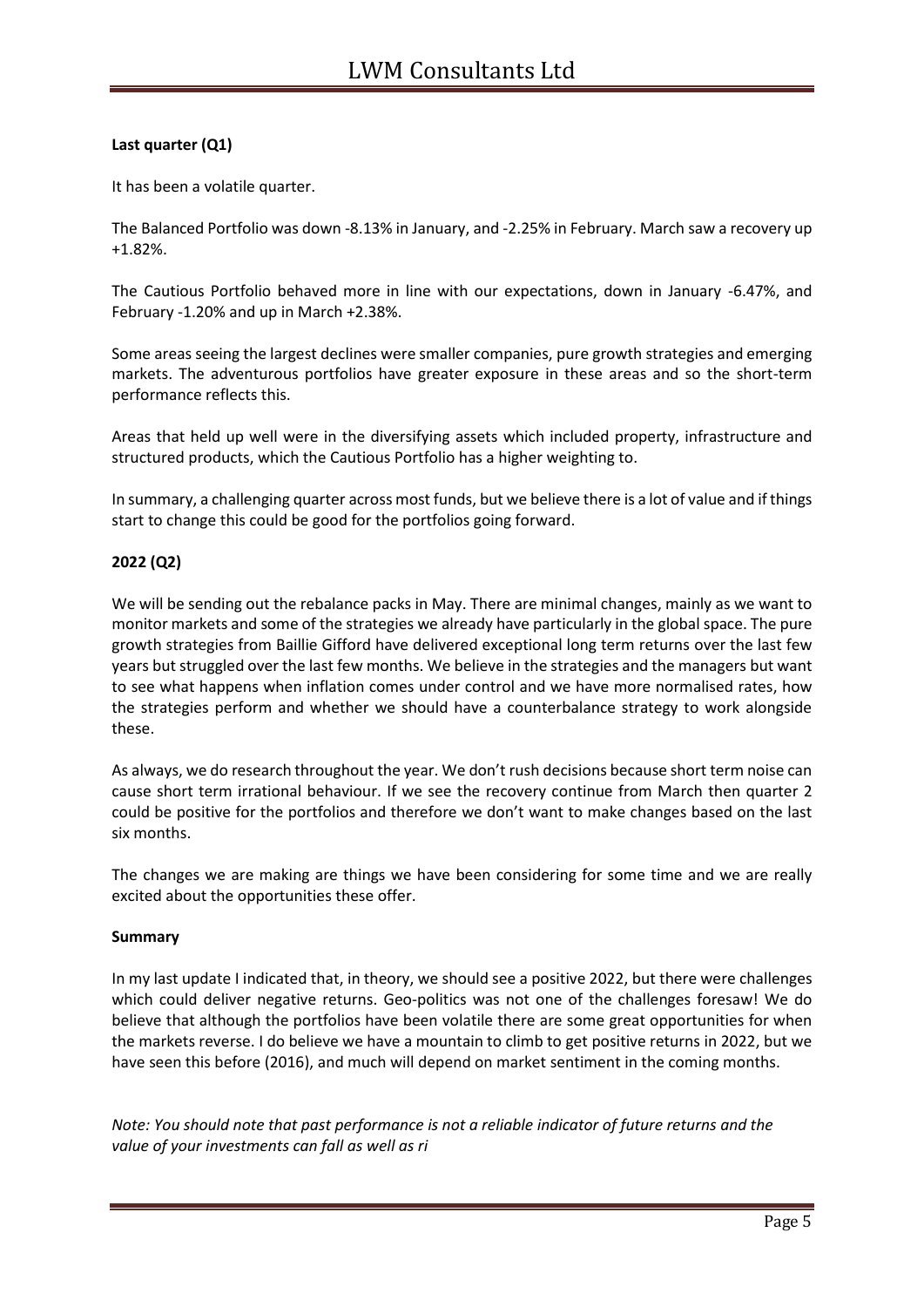**Last quarter (Q1)**

It has been a volatile quarter.

The Balanced Portfolio was down -8.13% in January, and -2.25% in February. March saw a recovery up +1.82%.

The Cautious Portfolio behaved more in line with our expectations, down in January -6.47%, and February -1.20% and up in March +2.38%.

Some areas seeing the largest declines were smaller companies, pure growth strategies and emerging markets. The adventurous portfolios have greater exposure in these areas and so the short-term performance reflects this.

Areas that held up well were in the diversifying assets which included property, infrastructure and structured products, which the Cautious Portfolio has a higher weighting to.

In summary, a challenging quarter across most funds, but we believe there is a lot of value and if things start to change this could be good for the portfolios going forward.

**2022 (Q2)**

We will be sending out the rebalance packs in May. There are minimal changes, mainly as we want to monitor markets and some of the strategies we already have particularly in the global space. The pure growth strategies from Baillie Gifford have delivered exceptional long term returns over the last few years but struggled over the last few months. We believe in the strategies and the managers but want to see what happens when inflation comes under control and we have more normalised rates, how the strategies perform and whether we should have a counterbalance strategy to work alongside these.

As always, we do research throughout the year. We don't rush decisions because short term noise can cause short term irrational behaviour. If we see the recovery continue from March then quarter 2 could be positive for the portfolios and therefore we don't want to make changes based on the last six months.

The changes we are making are things we have been considering for some time and we are really excited about the opportunities these offer.

**Summary**

In my last update I indicated that, in theory, we should see a positive 2022, but there were challenges which could deliver negative returns. Geo-politics was not one of the challenges foresaw! We do believe that although the portfolios have been volatile there are some great opportunities for when the markets reverse. I do believe we have a mountain to climb to get positive returns in 2022, but we have seen this before (2016), and much will depend on market sentiment in the coming months.

*Note: You should note that past performance is not a reliable indicator of future returns and the value of your investments can fall as well as ri*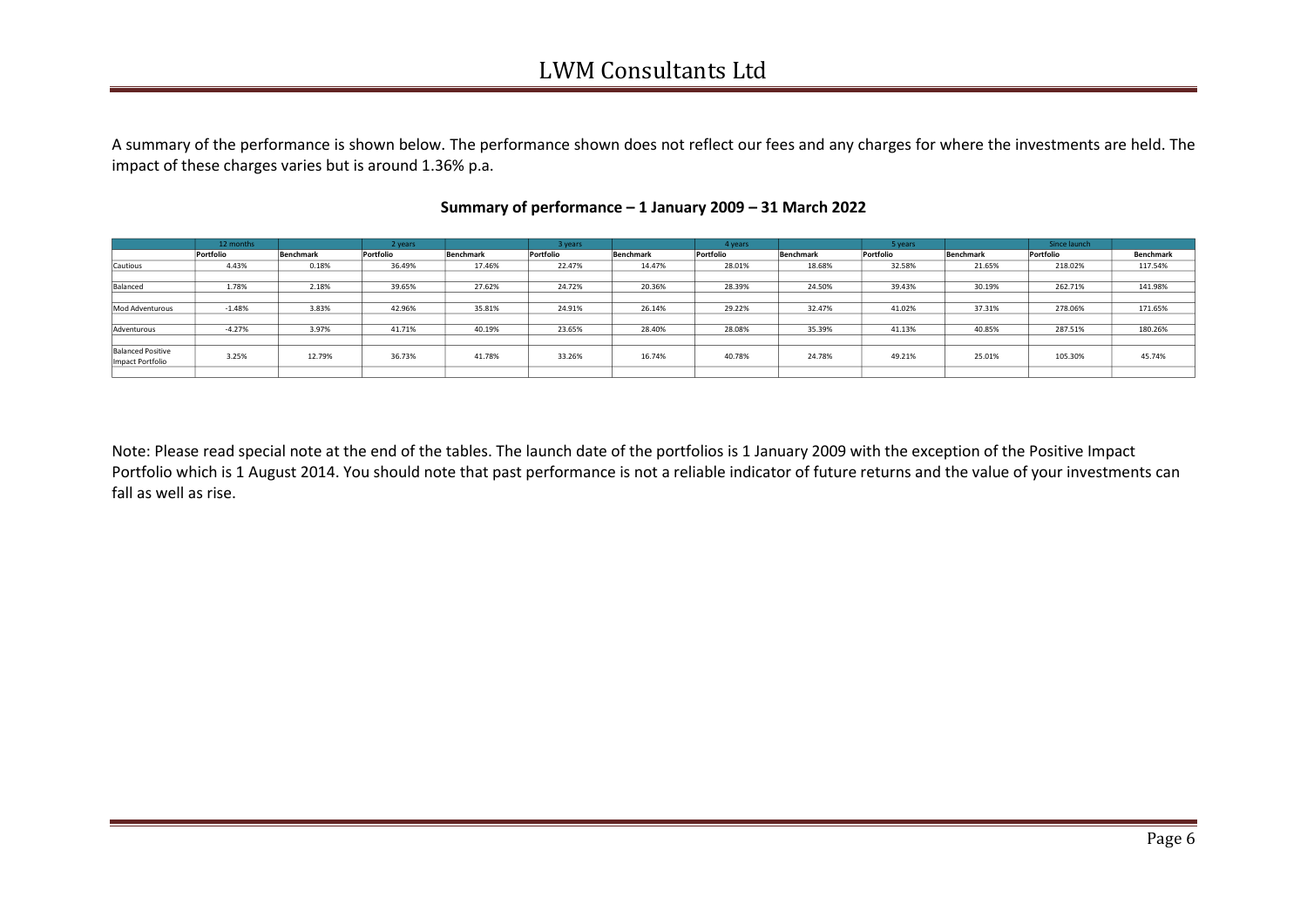A summary of the performance is shown below. The performance shown does not reflect our fees and any charges for where the investments are held. The impact of these charges varies but is around 1.36% p.a.

**Summary of performance – 1 January 2009 – 31 March 2022**

| | 12 months | | 2 years | | 3 years | | 4 years | | 5 years | | Since launch | |
|---|---|---|---|---|---|---|---|---|---|---|---|---|
| | Portfolio | Benchmark | Portfolio | Benchmark | Portfolio | Benchmark | Portfolio | Benchmark | Portfolio | Benchmark | Portfolio | Benchmark |
| Cautious | 4.43% | 0.18% | 36.49% | 17.46% | 22.47% | 14.47% | 28.01% | 18.68% | 32.58% | 21.65% | 218.02% | 117.54% |
| Balanced | 1.78% | 2.18% | 39.65% | 27.62% | 24.72% | 20.36% | 28.39% | 24.50% | 39.43% | 30.19% | 262.71% | 141.98% |
| Mod Adventurous | -1.48% | 3.83% | 42.96% | 35.81% | 24.91% | 26.14% | 29.22% | 32.47% | 41.02% | 37.31% | 278.06% | 171.65% |
| Adventurous | -4.27% | 3.97% | 41.71% | 40.19% | 23.65% | 28.40% | 28.08% | 35.39% | 41.13% | 40.85% | 287.51% | 180.26% |
| Balanced Positive Impact Portfolio | 3.25% | 12.79% | 36.73% | 41.78% | 33.26% | 16.74% | 40.78% | 24.78% | 49.21% | 25.01% | 105.30% | 45.74% |

Note: Please read special note at the end of the tables. The launch date of the portfolios is 1 January 2009 with the exception of the Positive Impact Portfolio which is 1 August 2014. You should note that past performance is not a reliable indicator of future returns and the value of your investments can fall as well as rise.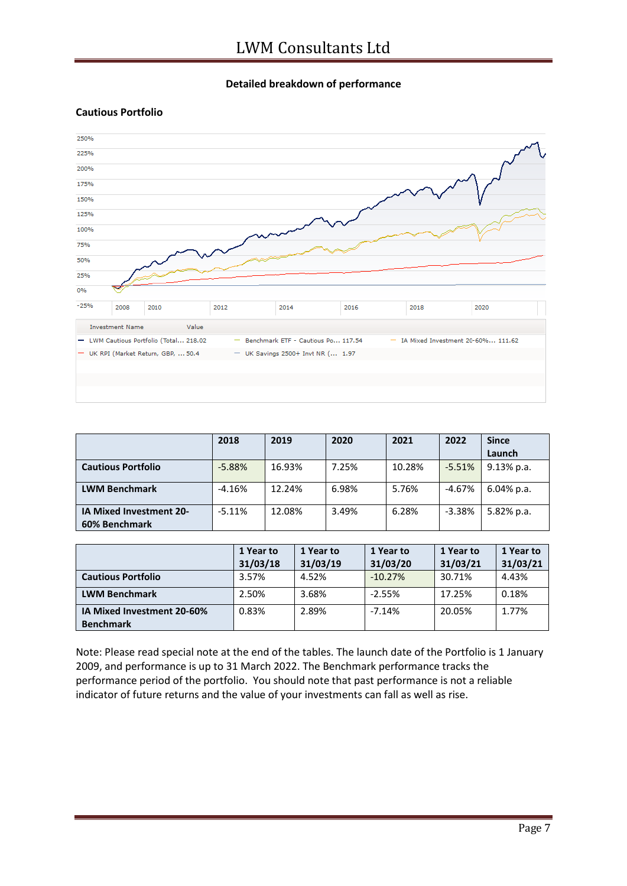## Detailed breakdown of performance

### Cautious Portfolio

250%
225%
200%
175%
150%
125%
100%
75%
50%
25%
0%
-25%

2008 2010 2012 2014 2016 2018 2020

Investment Name Value

LWM Cautious Portfolio (Total... 218.02
Benchmark ETF - Cautious Po... 117.54
IA Mixed Investment 20-60%... 111.62
UK RPI (Market Return, GBP, ... 50.4
UK Savings 2500+ Invt NR (... 1.97

| | 2018 | 2019 | 2020 | 2021 | 2022 | Since Launch |
|---|---|---|---|---|---|---|
| **Cautious Portfolio** | -5.88% | 16.93% | 7.25% | 10.28% | -5.51% | 9.13% p.a. |
| **LWM Benchmark** | -4.16% | 12.24% | 6.98% | 5.76% | -4.67% | 6.04% p.a. |
| **IA Mixed Investment 20-60% Benchmark** | -5.11% | 12.08% | 3.49% | 6.28% | -3.38% | 5.82% p.a. |

| | 1 Year to 31/03/18 | 1 Year to 31/03/19 | 1 Year to 31/03/20 | 1 Year to 31/03/21 | 1 Year to 31/03/21 |
|---|---|---|---|---|---|
| **Cautious Portfolio** | 3.57% | 4.52% | -10.27% | 30.71% | 4.43% |
| **LWM Benchmark** | 2.50% | 3.68% | -2.55% | 17.25% | 0.18% |
| **IA Mixed Investment 20-60% Benchmark** | 0.83% | 2.89% | -7.14% | 20.05% | 1.77% |

Note: Please read special note at the end of the tables. The launch date of the Portfolio is 1 January 2009, and performance is up to 31 March 2022. The Benchmark performance tracks the performance period of the portfolio. You should note that past performance is not a reliable indicator of future returns and the value of your investments can fall as well as rise.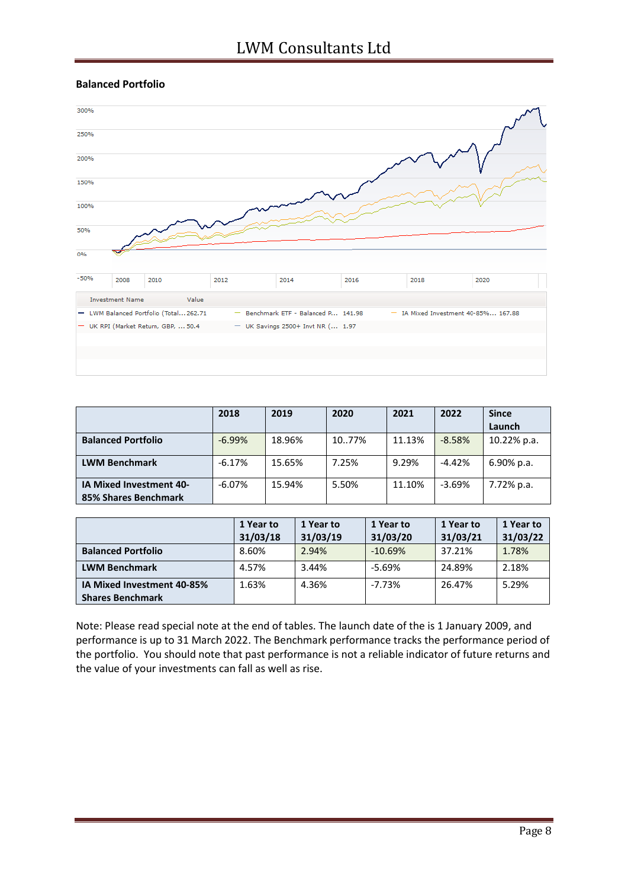## Balanced Portfolio

300%
250%
200%
150%
100%
50%
0%
-50%
2008 2010 2012 2014 2016 2018 2020

Investment Name Value
LWM Balanced Portfolio (Total... 262.71
Benchmark ETF - Balanced P... 141.98
IA Mixed Investment 40-85%... 167.88
UK RPI (Market Return, GBP, ... 50.4
UK Savings 2500+ Invt NR (... 1.97

| | 2018 | 2019 | 2020 | 2021 | 2022 | Since Launch |
|---|---|---|---|---|---|---|
| **Balanced Portfolio** | -6.99% | 18.96% | 10..77% | 11.13% | -8.58% | 10.22% p.a. |
| **LWM Benchmark** | -6.17% | 15.65% | 7.25% | 9.29% | -4.42% | 6.90% p.a. |
| **IA Mixed Investment 40-85% Shares Benchmark** | -6.07% | 15.94% | 5.50% | 11.10% | -3.69% | 7.72% p.a. |

| | 1 Year to 31/03/18 | 1 Year to 31/03/19 | 1 Year to 31/03/20 | 1 Year to 31/03/21 | 1 Year to 31/03/22 |
|---|---|---|---|---|---|
| **Balanced Portfolio** | 8.60% | 2.94% | -10.69% | 37.21% | 1.78% |
| **LWM Benchmark** | 4.57% | 3.44% | -5.69% | 24.89% | 2.18% |
| **IA Mixed Investment 40-85% Shares Benchmark** | 1.63% | 4.36% | -7.73% | 26.47% | 5.29% |

Note: Please read special note at the end of tables. The launch date of the is 1 January 2009, and performance is up to 31 March 2022. The Benchmark performance tracks the performance period of the portfolio. You should note that past performance is not a reliable indicator of future returns and the value of your investments can fall as well as rise.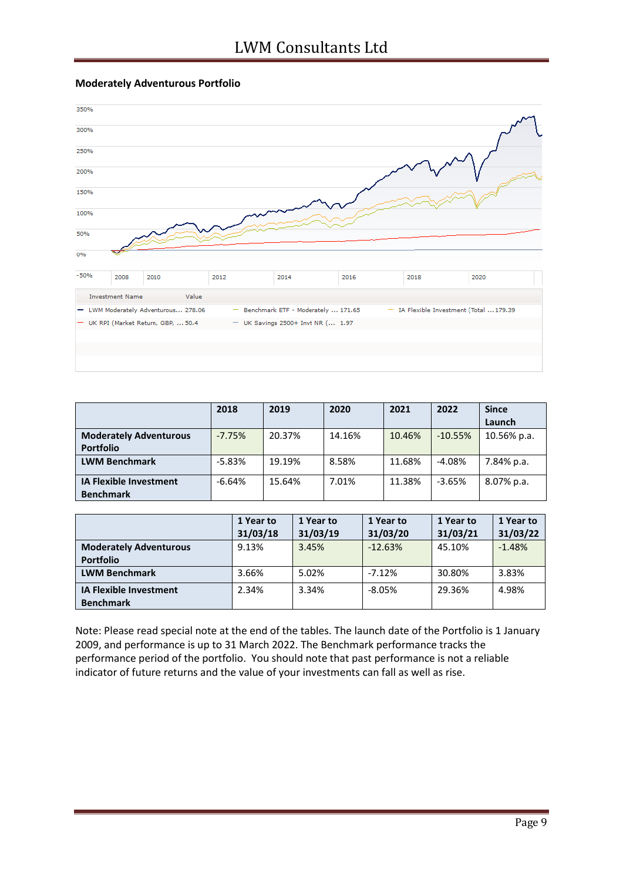### Moderately Adventurous Portfolio

350%
300%
250%
200%
150%
100%
50%
0%
-50%

2008 2010 2012 2014 2016 2018 2020

Investment Name Value

LWM Moderately Adventurous... 278.06
Benchmark ETF - Moderately ... 171.65
IA Flexible Investment (Total ...179.39
UK RPI (Market Return, GBP, ... 50.4
UK Savings 2500+ Invt NR (... 1.97

| | 2018 | 2019 | 2020 | 2021 | 2022 | Since Launch |
|---|---|---|---|---|---|---|
| **Moderately Adventurous Portfolio** | -7.75% | 20.37% | 14.16% | 10.46% | -10.55% | 10.56% p.a. |
| **LWM Benchmark** | -5.83% | 19.19% | 8.58% | 11.68% | -4.08% | 7.84% p.a. |
| **IA Flexible Investment Benchmark** | -6.64% | 15.64% | 7.01% | 11.38% | -3.65% | 8.07% p.a. |

| | 1 Year to 31/03/18 | 1 Year to 31/03/19 | 1 Year to 31/03/20 | 1 Year to 31/03/21 | 1 Year to 31/03/22 |
|---|---|---|---|---|---|
| **Moderately Adventurous Portfolio** | 9.13% | 3.45% | -12.63% | 45.10% | -1.48% |
| **LWM Benchmark** | 3.66% | 5.02% | -7.12% | 30.80% | 3.83% |
| **IA Flexible Investment Benchmark** | 2.34% | 3.34% | -8.05% | 29.36% | 4.98% |

Note: Please read special note at the end of the tables. The launch date of the Portfolio is 1 January 2009, and performance is up to 31 March 2022. The Benchmark performance tracks the performance period of the portfolio. You should note that past performance is not a reliable indicator of future returns and the value of your investments can fall as well as rise.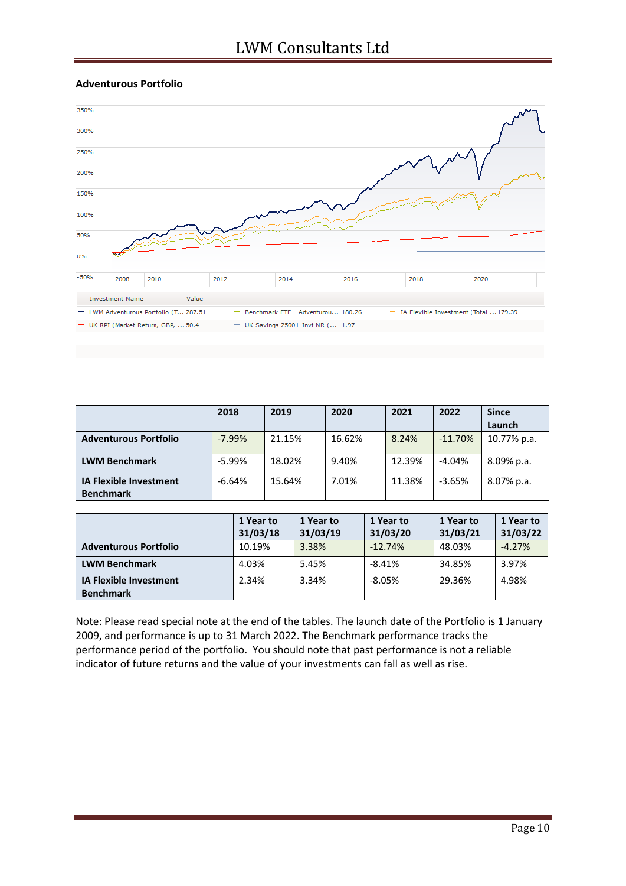### Adventurous Portfolio

350%
300%
250%
200%
150%
100%
50%
0%
-50%
2008 2010 2012 2014 2016 2018 2020

Investment Name Value
LWM Adventurous Portfolio (T... 287.51
Benchmark ETF - Adventurou... 180.26
IA Flexible Investment (Total ...179.39
UK RPI (Market Return, GBP, ... 50.4
UK Savings 2500+ Invt NR (... 1.97

| | 2018 | 2019 | 2020 | 2021 | 2022 | Since Launch |
|---|---|---|---|---|---|---|
| **Adventurous Portfolio** | -7.99% | 21.15% | 16.62% | 8.24% | -11.70% | 10.77% p.a. |
| **LWM Benchmark** | -5.99% | 18.02% | 9.40% | 12.39% | -4.04% | 8.09% p.a. |
| **IA Flexible Investment Benchmark** | -6.64% | 15.64% | 7.01% | 11.38% | -3.65% | 8.07% p.a. |

| | 1 Year to 31/03/18 | 1 Year to 31/03/19 | 1 Year to 31/03/20 | 1 Year to 31/03/21 | 1 Year to 31/03/22 |
|---|---|---|---|---|---|
| **Adventurous Portfolio** | 10.19% | 3.38% | -12.74% | 48.03% | -4.27% |
| **LWM Benchmark** | 4.03% | 5.45% | -8.41% | 34.85% | 3.97% |
| **IA Flexible Investment Benchmark** | 2.34% | 3.34% | -8.05% | 29.36% | 4.98% |

Note: Please read special note at the end of the tables. The launch date of the Portfolio is 1 January 2009, and performance is up to 31 March 2022. The Benchmark performance tracks the performance period of the portfolio. You should note that past performance is not a reliable indicator of future returns and the value of your investments can fall as well as rise.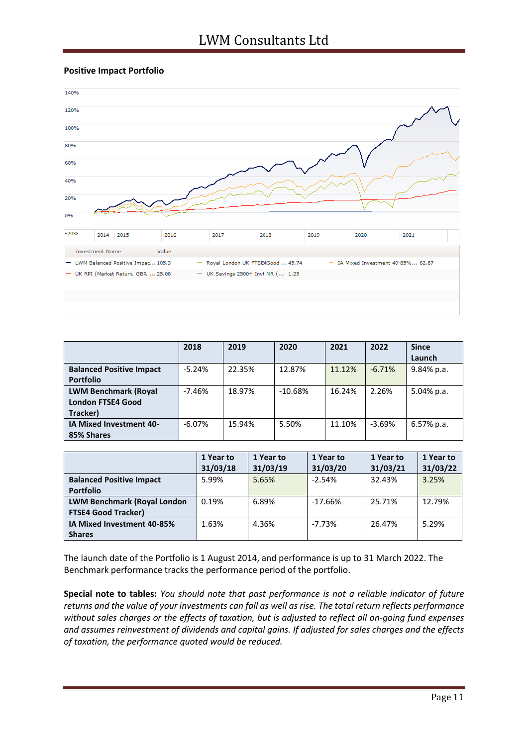### Positive Impact Portfolio

140%
120%
100%
80%
60%
40%
20%
0%
-20%

2014 2015 2016 2017 2018 2019 2020 2021

Investment Name Value

LWM Balanced Positive Impac… 105.3
Royal London UK FTSE4Good … 45.74
IA Mixed Investment 40-85%… 62.87
UK RPI (Market Return, GBP, … 25.08
UK Savings 2500+ Invt NR (… 1.25

| | 2018 | 2019 | 2020 | 2021 | 2022 | Since Launch |
|---|---|---|---|---|---|---|
| **Balanced Positive Impact Portfolio** | -5.24% | 22.35% | 12.87% | 11.12% | -6.71% | 9.84% p.a. |
| **LWM Benchmark (Royal London FTSE4 Good Tracker)** | -7.46% | 18.97% | -10.68% | 16.24% | 2.26% | 5.04% p.a. |
| **IA Mixed Investment 40-85% Shares** | -6.07% | 15.94% | 5.50% | 11.10% | -3.69% | 6.57% p.a. |

| | 1 Year to 31/03/18 | 1 Year to 31/03/19 | 1 Year to 31/03/20 | 1 Year to 31/03/21 | 1 Year to 31/03/22 |
|---|---|---|---|---|---|
| **Balanced Positive Impact Portfolio** | 5.99% | 5.65% | -2.54% | 32.43% | 3.25% |
| **LWM Benchmark (Royal London FTSE4 Good Tracker)** | 0.19% | 6.89% | -17.66% | 25.71% | 12.79% |
| **IA Mixed Investment 40-85% Shares** | 1.63% | 4.36% | -7.73% | 26.47% | 5.29% |

The launch date of the Portfolio is 1 August 2014, and performance is up to 31 March 2022. The Benchmark performance tracks the performance period of the portfolio.

**Special note to tables:** *You should note that past performance is not a reliable indicator of future returns and the value of your investments can fall as well as rise. The total return reflects performance without sales charges or the effects of taxation, but is adjusted to reflect all on-going fund expenses and assumes reinvestment of dividends and capital gains. If adjusted for sales charges and the effects of taxation, the performance quoted would be reduced.*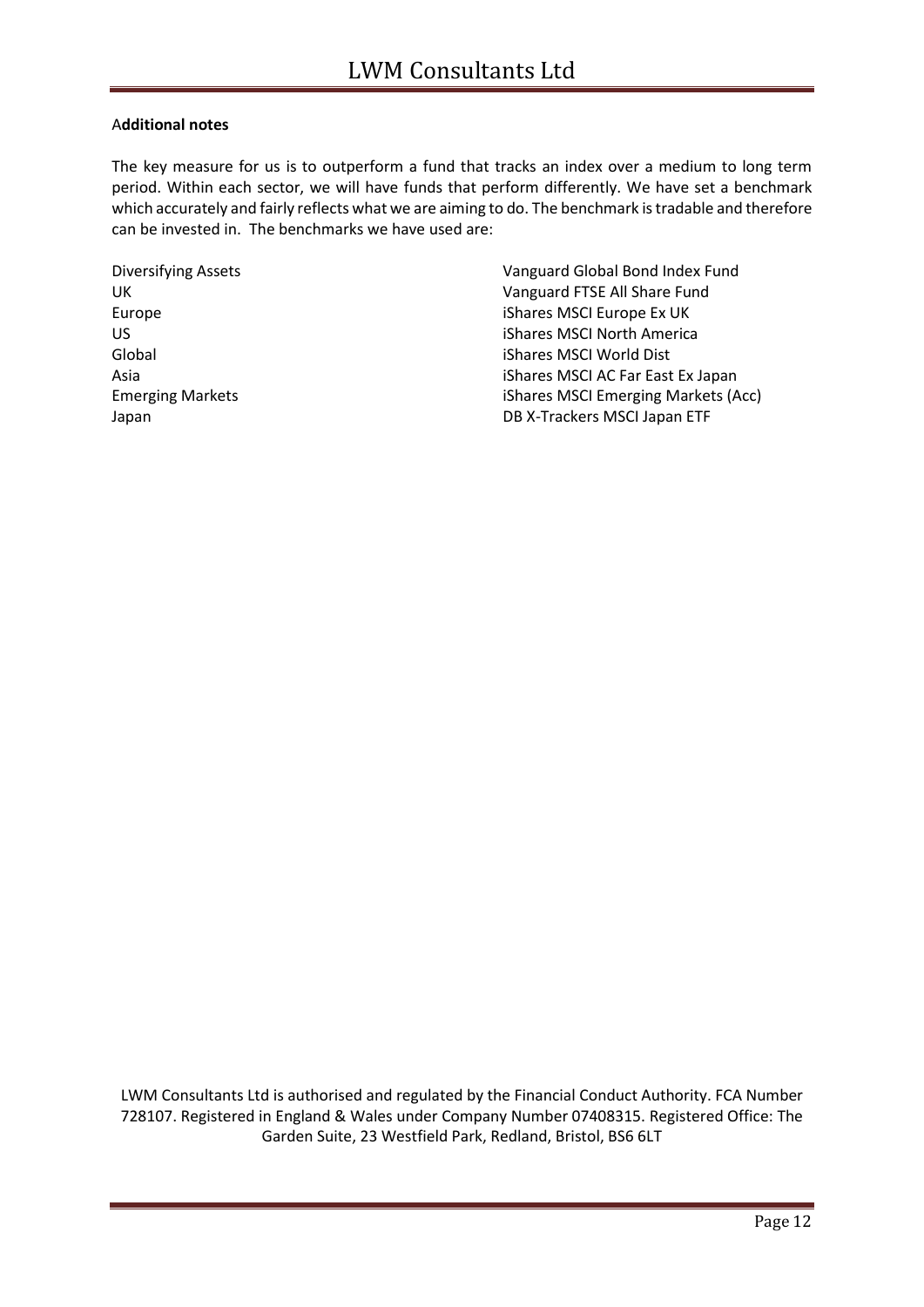**Additional notes**

The key measure for us is to outperform a fund that tracks an index over a medium to long term period. Within each sector, we will have funds that perform differently. We have set a benchmark which accurately and fairly reflects what we are aiming to do. The benchmark is tradable and therefore can be invested in. The benchmarks we have used are:

| | |
|---|---|
| Diversifying Assets | Vanguard Global Bond Index Fund |
| UK | Vanguard FTSE All Share Fund |
| Europe | iShares MSCI Europe Ex UK |
| US | iShares MSCI North America |
| Global | iShares MSCI World Dist |
| Asia | iShares MSCI AC Far East Ex Japan |
| Emerging Markets | iShares MSCI Emerging Markets (Acc) |
| Japan | DB X-Trackers MSCI Japan ETF |

LWM Consultants Ltd is authorised and regulated by the Financial Conduct Authority. FCA Number 728107. Registered in England & Wales under Company Number 07408315. Registered Office: The Garden Suite, 23 Westfield Park, Redland, Bristol, BS6 6LT